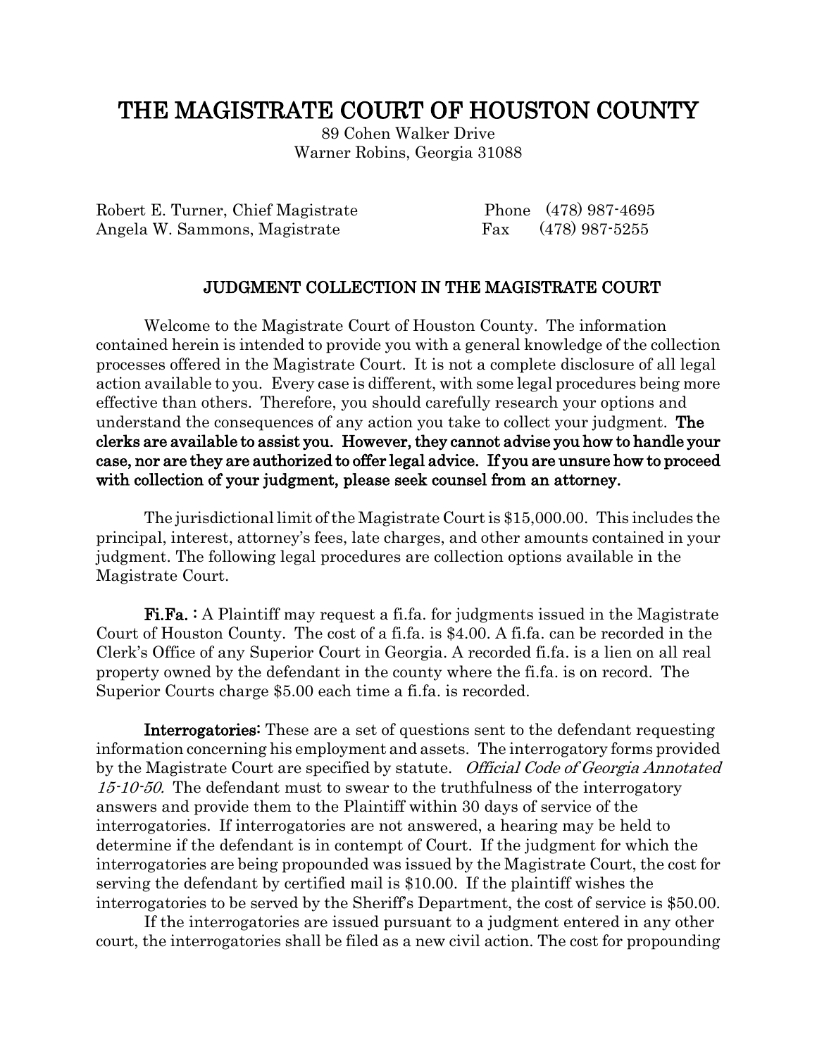# THE MAGISTRATE COURT OF HOUSTON COUNTY

89 Cohen Walker Drive
Warner Robins, Georgia 31088

Robert E. Turner, Chief Magistrate — Phone (478) 987-4695
Angela W. Sammons, Magistrate — Fax (478) 987-5255

## JUDGMENT COLLECTION IN THE MAGISTRATE COURT

Welcome to the Magistrate Court of Houston County. The information contained herein is intended to provide you with a general knowledge of the collection processes offered in the Magistrate Court. It is not a complete disclosure of all legal action available to you. Every case is different, with some legal procedures being more effective than others. Therefore, you should carefully research your options and understand the consequences of any action you take to collect your judgment. **The clerks are available to assist you. However, they cannot advise you how to handle your case, nor are they are authorized to offer legal advice. If you are unsure how to proceed with collection of your judgment, please seek counsel from an attorney.**

The jurisdictional limit of the Magistrate Court is $15,000.00. This includes the principal, interest, attorney's fees, late charges, and other amounts contained in your judgment. The following legal procedures are collection options available in the Magistrate Court.

**Fi.Fa. :** A Plaintiff may request a fi.fa. for judgments issued in the Magistrate Court of Houston County. The cost of a fi.fa. is $4.00. A fi.fa. can be recorded in the Clerk's Office of any Superior Court in Georgia. A recorded fi.fa. is a lien on all real property owned by the defendant in the county where the fi.fa. is on record. The Superior Courts charge $5.00 each time a fi.fa. is recorded.

**Interrogatories:** These are a set of questions sent to the defendant requesting information concerning his employment and assets. The interrogatory forms provided by the Magistrate Court are specified by statute. *Official Code of Georgia Annotated 15-10-50.* The defendant must to swear to the truthfulness of the interrogatory answers and provide them to the Plaintiff within 30 days of service of the interrogatories. If interrogatories are not answered, a hearing may be held to determine if the defendant is in contempt of Court. If the judgment for which the interrogatories are being propounded was issued by the Magistrate Court, the cost for serving the defendant by certified mail is $10.00. If the plaintiff wishes the interrogatories to be served by the Sheriff's Department, the cost of service is $50.00.

If the interrogatories are issued pursuant to a judgment entered in any other court, the interrogatories shall be filed as a new civil action. The cost for propounding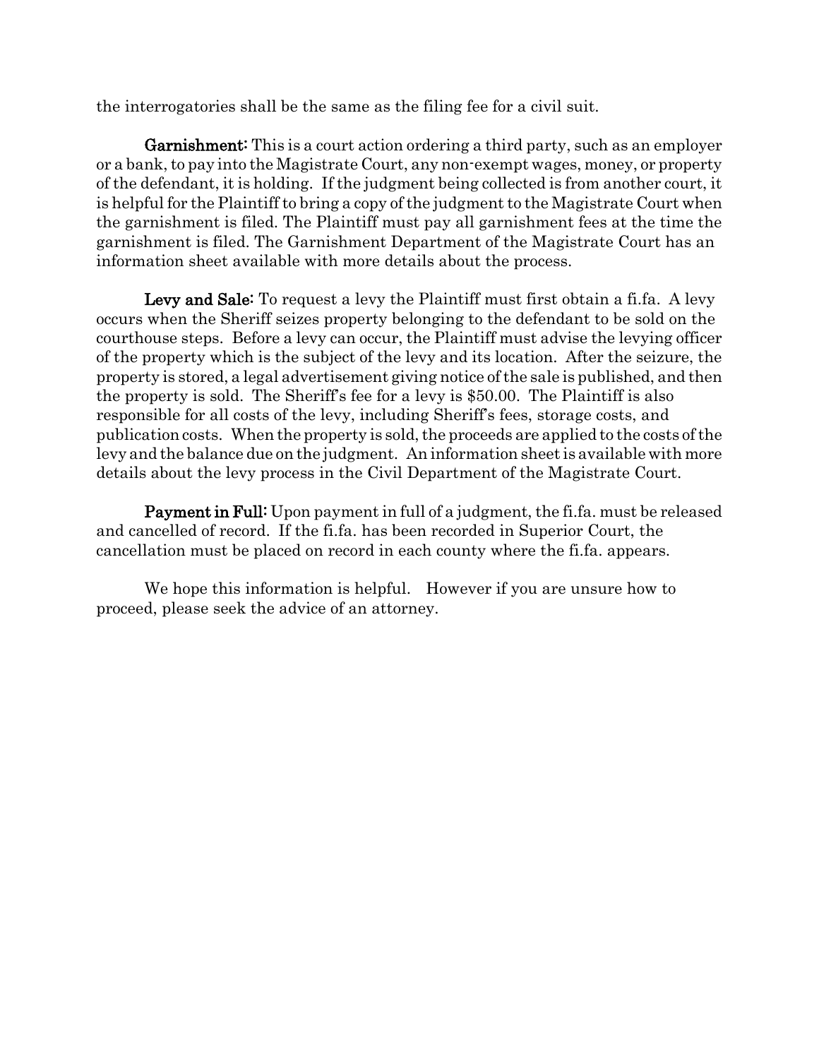the interrogatories shall be the same as the filing fee for a civil suit.

**Garnishment:** This is a court action ordering a third party, such as an employer or a bank, to pay into the Magistrate Court, any non-exempt wages, money, or property of the defendant, it is holding. If the judgment being collected is from another court, it is helpful for the Plaintiff to bring a copy of the judgment to the Magistrate Court when the garnishment is filed. The Plaintiff must pay all garnishment fees at the time the garnishment is filed. The Garnishment Department of the Magistrate Court has an information sheet available with more details about the process.

**Levy and Sale:** To request a levy the Plaintiff must first obtain a fi.fa. A levy occurs when the Sheriff seizes property belonging to the defendant to be sold on the courthouse steps. Before a levy can occur, the Plaintiff must advise the levying officer of the property which is the subject of the levy and its location. After the seizure, the property is stored, a legal advertisement giving notice of the sale is published, and then the property is sold. The Sheriff's fee for a levy is $50.00. The Plaintiff is also responsible for all costs of the levy, including Sheriff's fees, storage costs, and publication costs. When the property is sold, the proceeds are applied to the costs of the levy and the balance due on the judgment. An information sheet is available with more details about the levy process in the Civil Department of the Magistrate Court.

**Payment in Full:** Upon payment in full of a judgment, the fi.fa. must be released and cancelled of record. If the fi.fa. has been recorded in Superior Court, the cancellation must be placed on record in each county where the fi.fa. appears.

We hope this information is helpful. However if you are unsure how to proceed, please seek the advice of an attorney.